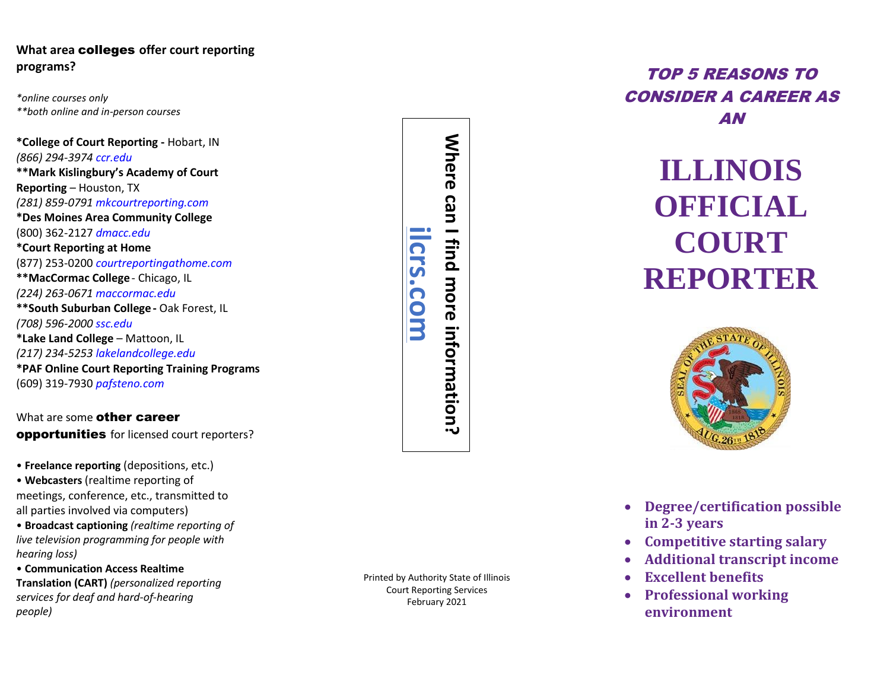## What area **colleges** offer court reporting programs?

*\*online courses only*
*\*\*both online and in-person courses*

**\*College of Court Reporting -** Hobart, IN
*(866) 294-3974* *ccr.edu*
**\*\*Mark Kislingbury's Academy of Court Reporting** – Houston, TX
*(281) 859-0791* *mkcourtreporting.com*
**\*Des Moines Area Community College**
(800) 362-2127 *dmacc.edu*
**\*Court Reporting at Home**
(877) 253-0200 *courtreportingathome.com*
**\*\*MacCormac College** - Chicago, IL
*(224) 263-0671* *maccormac.edu*
**\*\*South Suburban College -** Oak Forest, IL
*(708) 596-2000* *ssc.edu*
**\*Lake Land College** – Mattoon, IL
*(217) 234-5253* *lakelandcollege.edu*
**\*PAF Online Court Reporting Training Programs**
(609) 319-7930 *pafsteno.com*

What are some **other career opportunities** for licensed court reporters?

- **Freelance reporting** (depositions, etc.)
- **Webcasters** (realtime reporting of meetings, conference, etc., transmitted to all parties involved via computers)
- **Broadcast captioning** *(realtime reporting of live television programming for people with hearing loss)*
- **Communication Access Realtime Translation (CART)** *(personalized reporting services for deaf and hard-of-hearing people)*

**Where can I find more information?**

**ilcrs.com**

Printed by Authority State of Illinois
Court Reporting Services
February 2021

## *TOP 5 REASONS TO CONSIDER A CAREER AS AN*

# ILLINOIS OFFICIAL COURT REPORTER

- **Degree/certification possible in 2-3 years**
- **Competitive starting salary**
- **Additional transcript income**
- **Excellent benefits**
- **Professional working environment**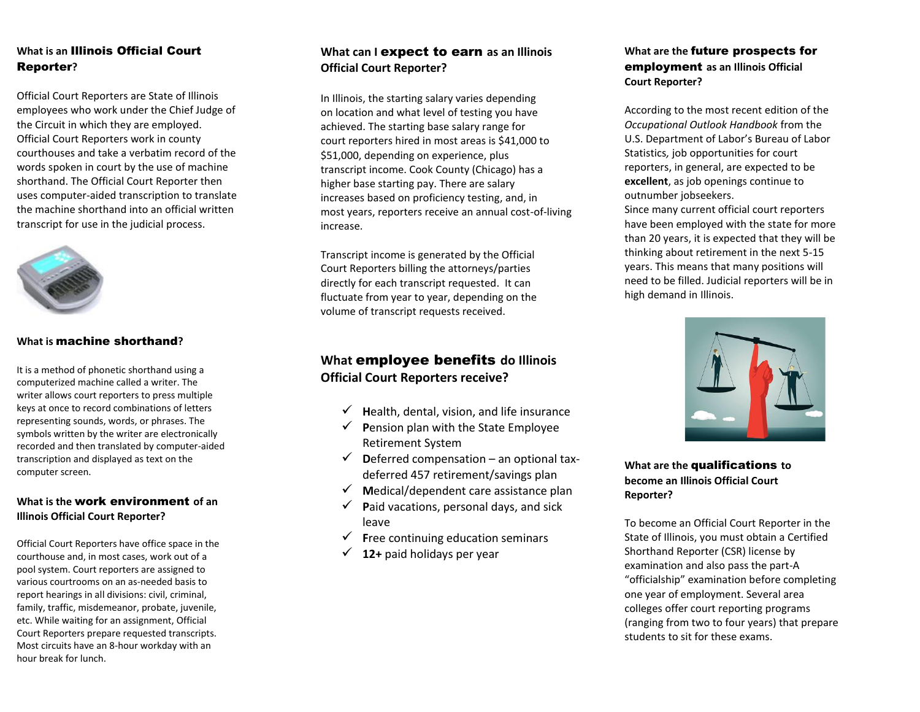## What is an **Illinois Official Court Reporter**?

Official Court Reporters are State of Illinois employees who work under the Chief Judge of the Circuit in which they are employed. Official Court Reporters work in county courthouses and take a verbatim record of the words spoken in court by the use of machine shorthand. The Official Court Reporter then uses computer-aided transcription to translate the machine shorthand into an official written transcript for use in the judicial process.

## What is **machine shorthand**?

It is a method of phonetic shorthand using a computerized machine called a writer. The writer allows court reporters to press multiple keys at once to record combinations of letters representing sounds, words, or phrases. The symbols written by the writer are electronically recorded and then translated by computer-aided transcription and displayed as text on the computer screen.

## What is the **work environment** of an Illinois Official Court Reporter?

Official Court Reporters have office space in the courthouse and, in most cases, work out of a pool system. Court reporters are assigned to various courtrooms on an as-needed basis to report hearings in all divisions: civil, criminal, family, traffic, misdemeanor, probate, juvenile, etc. While waiting for an assignment, Official Court Reporters prepare requested transcripts. Most circuits have an 8-hour workday with an hour break for lunch.

## What can I **expect to earn** as an Illinois Official Court Reporter?

In Illinois, the starting salary varies depending on location and what level of testing you have achieved. The starting base salary range for court reporters hired in most areas is $41,000 to $51,000, depending on experience, plus transcript income. Cook County (Chicago) has a higher base starting pay. There are salary increases based on proficiency testing, and, in most years, reporters receive an annual cost-of-living increase.

Transcript income is generated by the Official Court Reporters billing the attorneys/parties directly for each transcript requested. It can fluctuate from year to year, depending on the volume of transcript requests received.

## What **employee benefits** do Illinois Official Court Reporters receive?

- ✓ **H**ealth, dental, vision, and life insurance
- ✓ **P**ension plan with the State Employee Retirement System
- ✓ **D**eferred compensation – an optional tax-deferred 457 retirement/savings plan
- ✓ **M**edical/dependent care assistance plan
- ✓ **P**aid vacations, personal days, and sick leave
- ✓ **F**ree continuing education seminars
- ✓ **12+** paid holidays per year

## What are the **future prospects for employment** as an Illinois Official Court Reporter?

According to the most recent edition of the *Occupational Outlook Handbook* from the U.S. Department of Labor's Bureau of Labor Statistics, job opportunities for court reporters, in general, are expected to be **excellent**, as job openings continue to outnumber jobseekers.
Since many current official court reporters have been employed with the state for more than 20 years, it is expected that they will be thinking about retirement in the next 5-15 years. This means that many positions will need to be filled. Judicial reporters will be in high demand in Illinois.

## What are the **qualifications** to become an Illinois Official Court Reporter?

To become an Official Court Reporter in the State of Illinois, you must obtain a Certified Shorthand Reporter (CSR) license by examination and also pass the part-A "officialship" examination before completing one year of employment. Several area colleges offer court reporting programs (ranging from two to four years) that prepare students to sit for these exams.